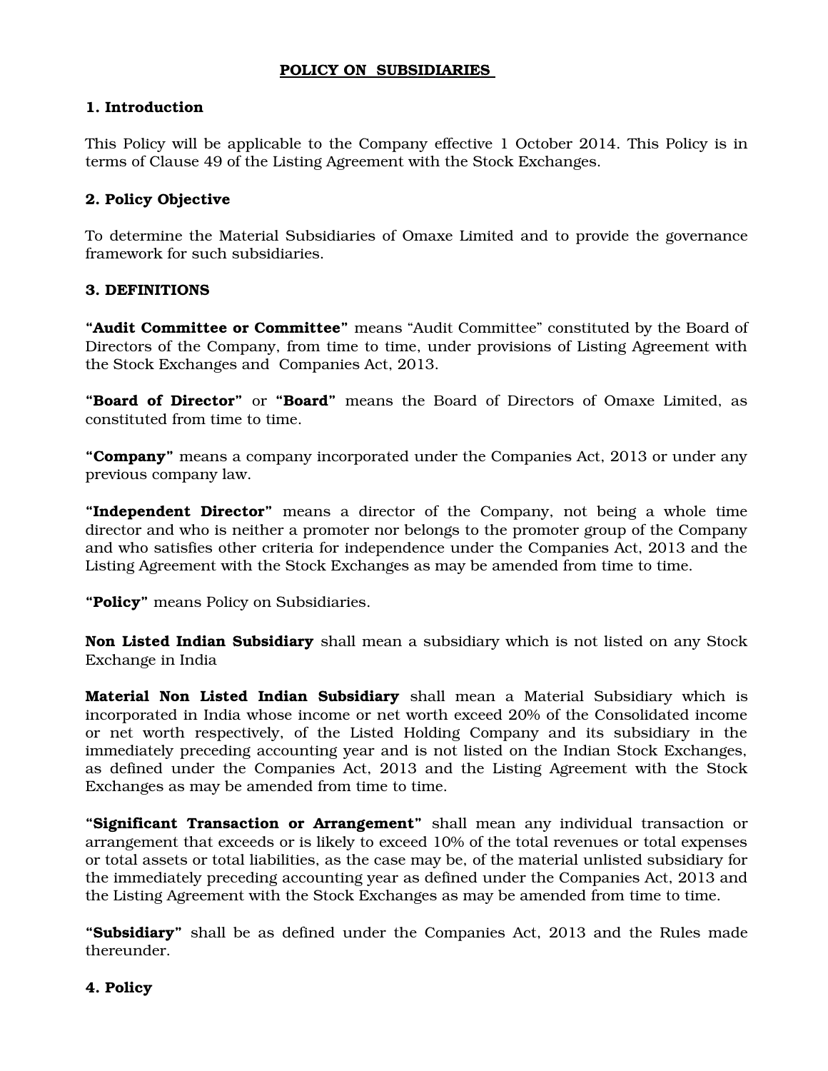# POLICY ON SUBSIDIARIES

## 1. Introduction

This Policy will be applicable to the Company effective 1 October 2014. This Policy is in terms of Clause 49 of the Listing Agreement with the Stock Exchanges.

## 2. Policy Objective

To determine the Material Subsidiaries of Omaxe Limited and to provide the governance framework for such subsidiaries.

## 3. DEFINITIONS

**"Audit Committee or Committee"** means "Audit Committee" constituted by the Board of Directors of the Company, from time to time, under provisions of Listing Agreement with the Stock Exchanges and Companies Act, 2013.

**"Board of Director"** or **"Board"** means the Board of Directors of Omaxe Limited, as constituted from time to time.

**"Company"** means a company incorporated under the Companies Act, 2013 or under any previous company law.

**"Independent Director"** means a director of the Company, not being a whole time director and who is neither a promoter nor belongs to the promoter group of the Company and who satisfies other criteria for independence under the Companies Act, 2013 and the Listing Agreement with the Stock Exchanges as may be amended from time to time.

**"Policy"** means Policy on Subsidiaries.

**Non Listed Indian Subsidiary** shall mean a subsidiary which is not listed on any Stock Exchange in India

**Material Non Listed Indian Subsidiary** shall mean a Material Subsidiary which is incorporated in India whose income or net worth exceed 20% of the Consolidated income or net worth respectively, of the Listed Holding Company and its subsidiary in the immediately preceding accounting year and is not listed on the Indian Stock Exchanges, as defined under the Companies Act, 2013 and the Listing Agreement with the Stock Exchanges as may be amended from time to time.

**"Significant Transaction or Arrangement"** shall mean any individual transaction or arrangement that exceeds or is likely to exceed 10% of the total revenues or total expenses or total assets or total liabilities, as the case may be, of the material unlisted subsidiary for the immediately preceding accounting year as defined under the Companies Act, 2013 and the Listing Agreement with the Stock Exchanges as may be amended from time to time.

**"Subsidiary"** shall be as defined under the Companies Act, 2013 and the Rules made thereunder.

## 4. Policy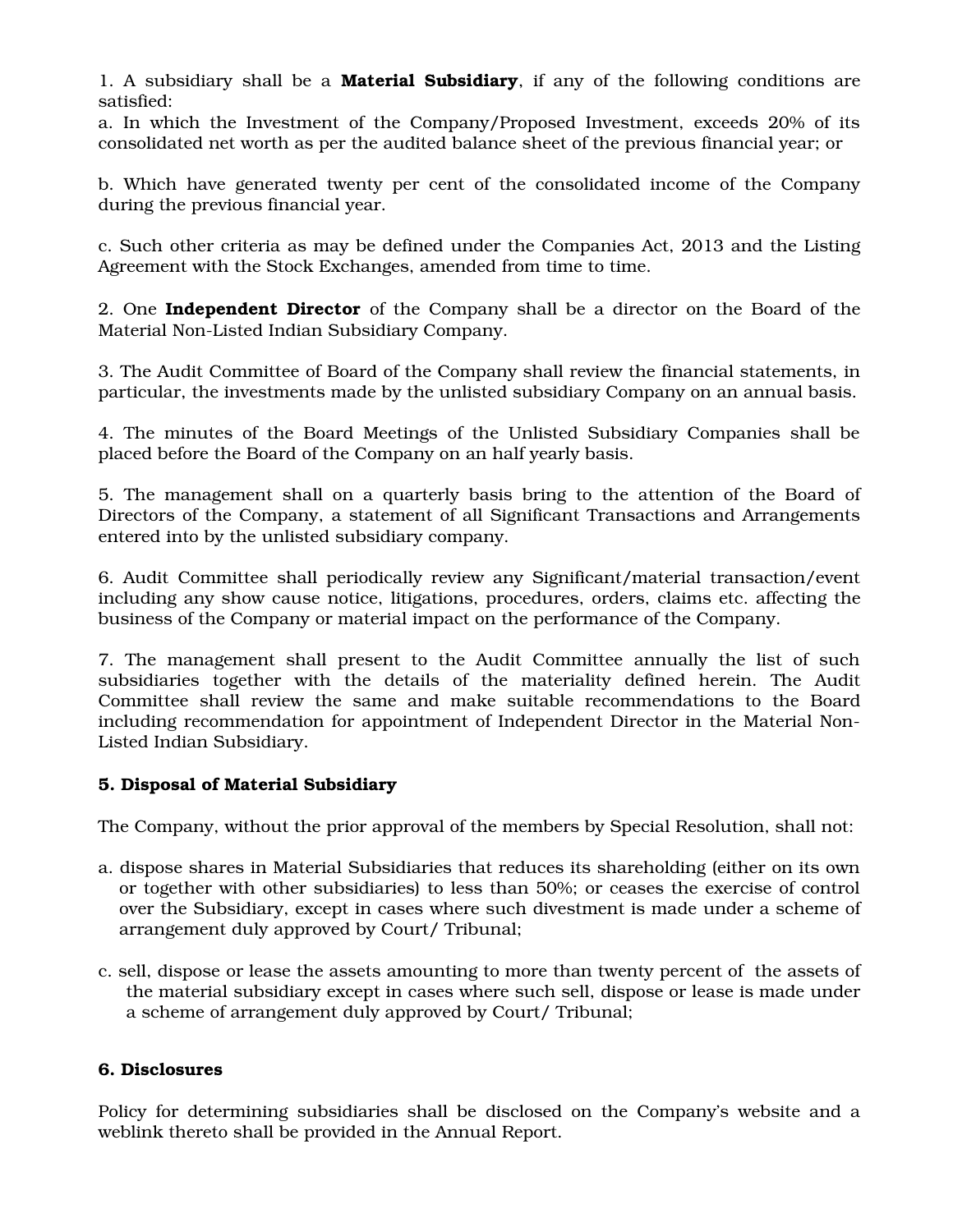1. A subsidiary shall be a **Material Subsidiary**, if any of the following conditions are satisfied:

a. In which the Investment of the Company/Proposed Investment, exceeds 20% of its consolidated net worth as per the audited balance sheet of the previous financial year; or

b. Which have generated twenty per cent of the consolidated income of the Company during the previous financial year.

c. Such other criteria as may be defined under the Companies Act, 2013 and the Listing Agreement with the Stock Exchanges, amended from time to time.

2. One **Independent Director** of the Company shall be a director on the Board of the Material Non-Listed Indian Subsidiary Company.

3. The Audit Committee of Board of the Company shall review the financial statements, in particular, the investments made by the unlisted subsidiary Company on an annual basis.

4. The minutes of the Board Meetings of the Unlisted Subsidiary Companies shall be placed before the Board of the Company on an half yearly basis.

5. The management shall on a quarterly basis bring to the attention of the Board of Directors of the Company, a statement of all Significant Transactions and Arrangements entered into by the unlisted subsidiary company.

6. Audit Committee shall periodically review any Significant/material transaction/event including any show cause notice, litigations, procedures, orders, claims etc. affecting the business of the Company or material impact on the performance of the Company.

7. The management shall present to the Audit Committee annually the list of such subsidiaries together with the details of the materiality defined herein. The Audit Committee shall review the same and make suitable recommendations to the Board including recommendation for appointment of Independent Director in the Material Non-Listed Indian Subsidiary.

**5. Disposal of Material Subsidiary**

The Company, without the prior approval of the members by Special Resolution, shall not:

a. dispose shares in Material Subsidiaries that reduces its shareholding (either on its own or together with other subsidiaries) to less than 50%; or ceases the exercise of control over the Subsidiary, except in cases where such divestment is made under a scheme of arrangement duly approved by Court/ Tribunal;

c. sell, dispose or lease the assets amounting to more than twenty percent of the assets of the material subsidiary except in cases where such sell, dispose or lease is made under a scheme of arrangement duly approved by Court/ Tribunal;

**6. Disclosures**

Policy for determining subsidiaries shall be disclosed on the Company's website and a weblink thereto shall be provided in the Annual Report.